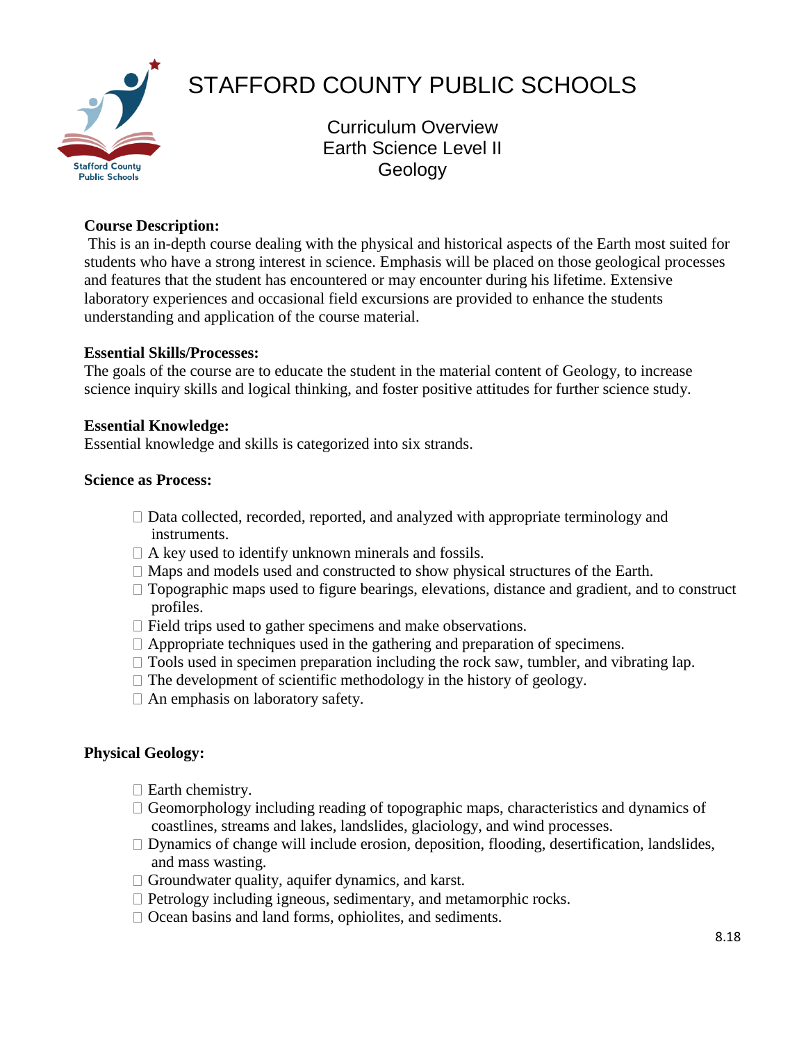# STAFFORD COUNTY PUBLIC SCHOOLS

## Curriculum Overview
## Earth Science Level II
## Geology

**Course Description:**

This is an in-depth course dealing with the physical and historical aspects of the Earth most suited for students who have a strong interest in science. Emphasis will be placed on those geological processes and features that the student has encountered or may encounter during his lifetime. Extensive laboratory experiences and occasional field excursions are provided to enhance the students understanding and application of the course material.

**Essential Skills/Processes:**

The goals of the course are to educate the student in the material content of Geology, to increase science inquiry skills and logical thinking, and foster positive attitudes for further science study.

**Essential Knowledge:**

Essential knowledge and skills is categorized into six strands.

**Science as Process:**

- Data collected, recorded, reported, and analyzed with appropriate terminology and instruments.
- A key used to identify unknown minerals and fossils.
- Maps and models used and constructed to show physical structures of the Earth.
- Topographic maps used to figure bearings, elevations, distance and gradient, and to construct profiles.
- Field trips used to gather specimens and make observations.
- Appropriate techniques used in the gathering and preparation of specimens.
- Tools used in specimen preparation including the rock saw, tumbler, and vibrating lap.
- The development of scientific methodology in the history of geology.
- An emphasis on laboratory safety.

**Physical Geology:**

- Earth chemistry.
- Geomorphology including reading of topographic maps, characteristics and dynamics of coastlines, streams and lakes, landslides, glaciology, and wind processes.
- Dynamics of change will include erosion, deposition, flooding, desertification, landslides, and mass wasting.
- Groundwater quality, aquifer dynamics, and karst.
- Petrology including igneous, sedimentary, and metamorphic rocks.
- Ocean basins and land forms, ophiolites, and sediments.

8.18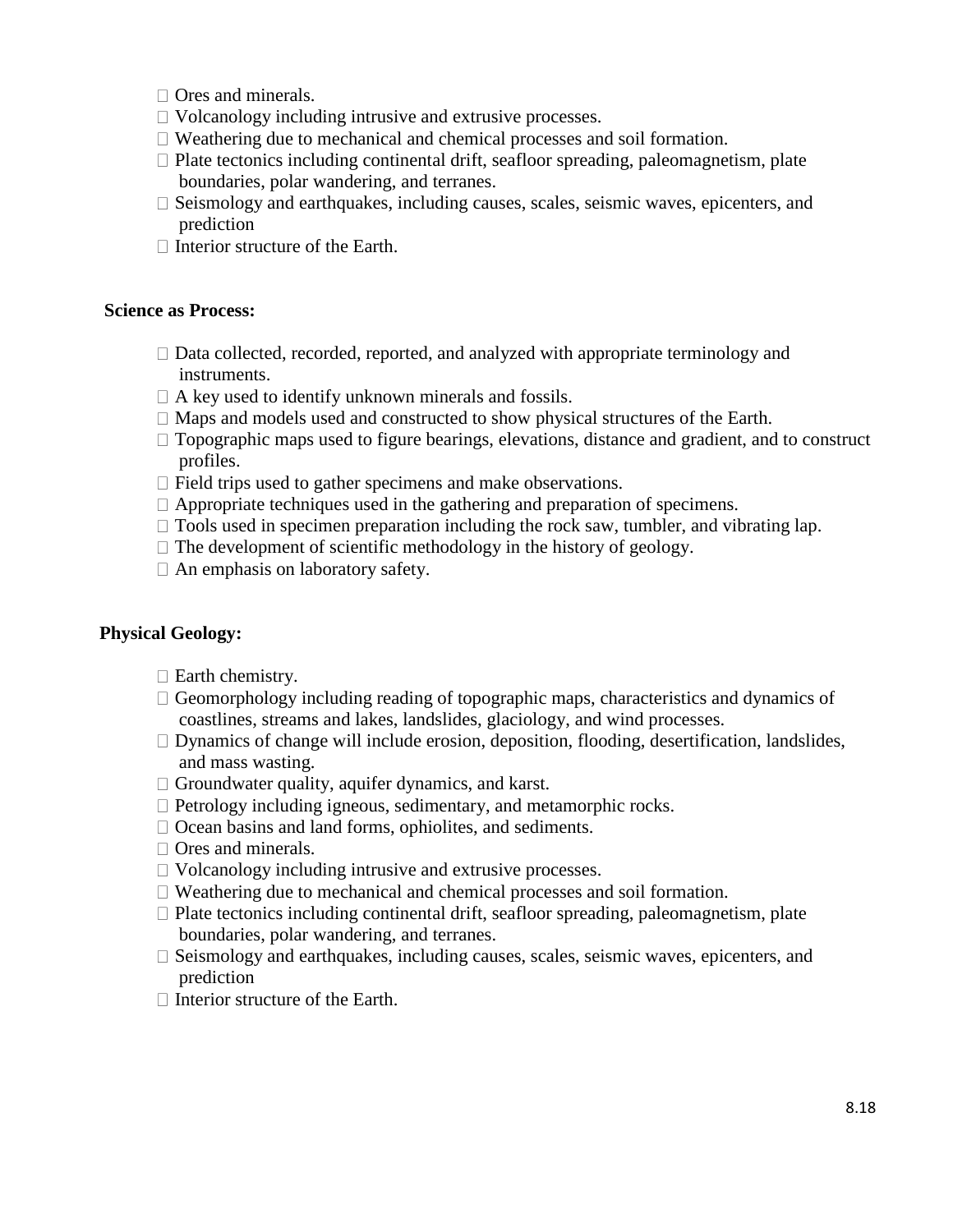- Ores and minerals.
- Volcanology including intrusive and extrusive processes.
- Weathering due to mechanical and chemical processes and soil formation.
- Plate tectonics including continental drift, seafloor spreading, paleomagnetism, plate boundaries, polar wandering, and terranes.
- Seismology and earthquakes, including causes, scales, seismic waves, epicenters, and prediction
- Interior structure of the Earth.

**Science as Process:**

- Data collected, recorded, reported, and analyzed with appropriate terminology and instruments.
- A key used to identify unknown minerals and fossils.
- Maps and models used and constructed to show physical structures of the Earth.
- Topographic maps used to figure bearings, elevations, distance and gradient, and to construct profiles.
- Field trips used to gather specimens and make observations.
- Appropriate techniques used in the gathering and preparation of specimens.
- Tools used in specimen preparation including the rock saw, tumbler, and vibrating lap.
- The development of scientific methodology in the history of geology.
- An emphasis on laboratory safety.

**Physical Geology:**

- Earth chemistry.
- Geomorphology including reading of topographic maps, characteristics and dynamics of coastlines, streams and lakes, landslides, glaciology, and wind processes.
- Dynamics of change will include erosion, deposition, flooding, desertification, landslides, and mass wasting.
- Groundwater quality, aquifer dynamics, and karst.
- Petrology including igneous, sedimentary, and metamorphic rocks.
- Ocean basins and land forms, ophiolites, and sediments.
- Ores and minerals.
- Volcanology including intrusive and extrusive processes.
- Weathering due to mechanical and chemical processes and soil formation.
- Plate tectonics including continental drift, seafloor spreading, paleomagnetism, plate boundaries, polar wandering, and terranes.
- Seismology and earthquakes, including causes, scales, seismic waves, epicenters, and prediction
- Interior structure of the Earth.